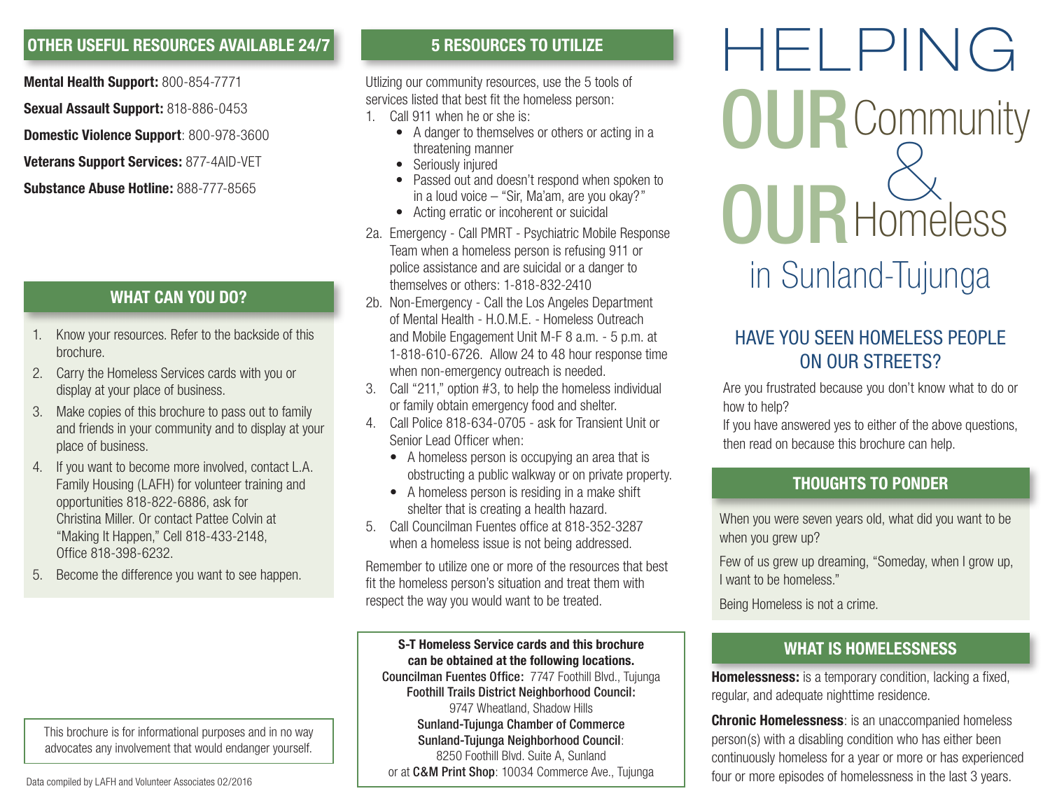## OTHER USEFUL RESOURCES AVAILABLE 24/7

**Mental Health Support:** 800-854-7771

**Sexual Assault Support:** 818-886-0453

**Domestic Violence Support**: 800-978-3600

**Veterans Support Services:** 877-4AID-VET

**Substance Abuse Hotline:** 888-777-8565

## WHAT CAN YOU DO?

1. Know your resources. Refer to the backside of this brochure.
2. Carry the Homeless Services cards with you or display at your place of business.
3. Make copies of this brochure to pass out to family and friends in your community and to display at your place of business.
4. If you want to become more involved, contact L.A. Family Housing (LAFH) for volunteer training and opportunities 818-822-6886, ask for Christina Miller. Or contact Pattee Colvin at "Making It Happen," Cell 818-433-2148, Office 818-398-6232.
5. Become the difference you want to see happen.

This brochure is for informational purposes and in no way advocates any involvement that would endanger yourself.

Data compiled by LAFH and Volunteer Associates 02/2016

## 5 RESOURCES TO UTILIZE

Utlizing our community resources, use the 5 tools of services listed that best fit the homeless person:

1. Call 911 when he or she is:
   - A danger to themselves or others or acting in a threatening manner
   - Seriously injured
   - Passed out and doesn't respond when spoken to in a loud voice – "Sir, Ma'am, are you okay?"
   - Acting erratic or incoherent or suicidal

2a. Emergency - Call PMRT - Psychiatric Mobile Response Team when a homeless person is refusing 911 or police assistance and are suicidal or a danger to themselves or others: 1-818-832-2410

2b. Non-Emergency - Call the Los Angeles Department of Mental Health - H.O.M.E. - Homeless Outreach and Mobile Engagement Unit M-F 8 a.m. - 5 p.m. at 1-818-610-6726. Allow 24 to 48 hour response time when non-emergency outreach is needed.

3. Call "211," option #3, to help the homeless individual or family obtain emergency food and shelter.
4. Call Police 818-634-0705 - ask for Transient Unit or Senior Lead Officer when:
   - A homeless person is occupying an area that is obstructing a public walkway or on private property.
   - A homeless person is residing in a make shift shelter that is creating a health hazard.
5. Call Councilman Fuentes office at 818-352-3287 when a homeless issue is not being addressed.

Remember to utilize one or more of the resources that best fit the homeless person's situation and treat them with respect the way you would want to be treated.

**S-T Homeless Service cards and this brochure can be obtained at the following locations.**
**Councilman Fuentes Office:** 7747 Foothill Blvd., Tujunga
**Foothill Trails District Neighborhood Council:** 9747 Wheatland, Shadow Hills
**Sunland-Tujunga Chamber of Commerce**
**Sunland-Tujunga Neighborhood Council**: 8250 Foothill Blvd. Suite A, Sunland
or at **C&M Print Shop**: 10034 Commerce Ave., Tujunga

# HELPING OUR Community & OUR Homeless in Sunland-Tujunga

## HAVE YOU SEEN HOMELESS PEOPLE ON OUR STREETS?

Are you frustrated because you don't know what to do or how to help?

If you have answered yes to either of the above questions, then read on because this brochure can help.

## THOUGHTS TO PONDER

When you were seven years old, what did you want to be when you grew up?

Few of us grew up dreaming, "Someday, when I grow up, I want to be homeless."

Being Homeless is not a crime.

## WHAT IS HOMELESSNESS

**Homelessness:** is a temporary condition, lacking a fixed, regular, and adequate nighttime residence.

**Chronic Homelessness**: is an unaccompanied homeless person(s) with a disabling condition who has either been continuously homeless for a year or more or has experienced four or more episodes of homelessness in the last 3 years.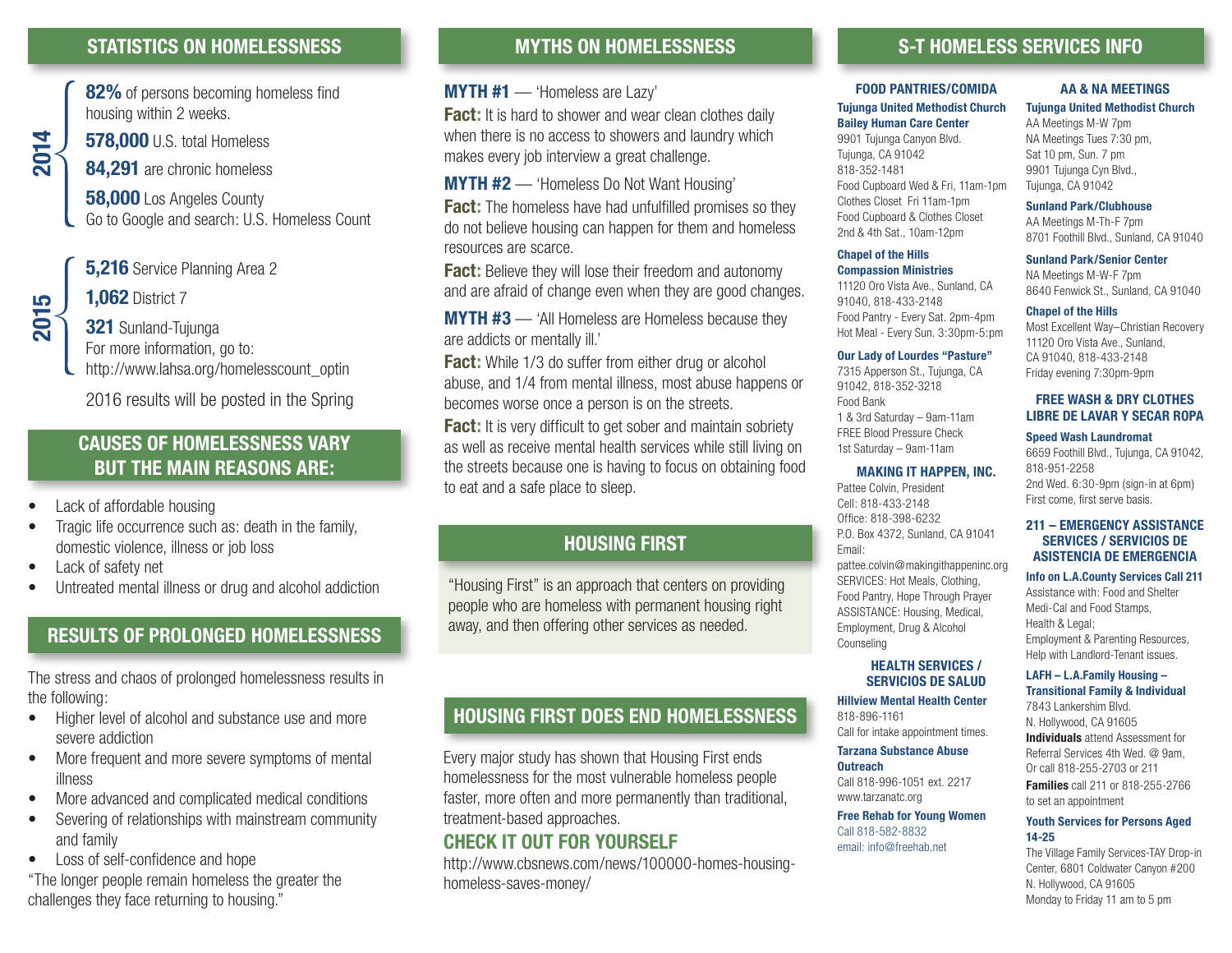## STATISTICS ON HOMELESSNESS

**2014**

**82%** of persons becoming homeless find housing within 2 weeks.

**578,000** U.S. total Homeless

**84,291** are chronic homeless

**58,000** Los Angeles County
Go to Google and search: U.S. Homeless Count

**2015**

**5,216** Service Planning Area 2

**1,062** District 7

**321** Sunland-Tujunga
For more information, go to:
http://www.lahsa.org/homelesscount_optin

2016 results will be posted in the Spring

## CAUSES OF HOMELESSNESS VARY BUT THE MAIN REASONS ARE:

- Lack of affordable housing
- Tragic life occurrence such as: death in the family, domestic violence, illness or job loss
- Lack of safety net
- Untreated mental illness or drug and alcohol addiction

## RESULTS OF PROLONGED HOMELESSNESS

The stress and chaos of prolonged homelessness results in the following:

- Higher level of alcohol and substance use and more severe addiction
- More frequent and more severe symptoms of mental illness
- More advanced and complicated medical conditions
- Severing of relationships with mainstream community and family
- Loss of self-confidence and hope

"The longer people remain homeless the greater the challenges they face returning to housing."

## MYTHS ON HOMELESSNESS

**MYTH #1** — 'Homeless are Lazy'

**Fact:** It is hard to shower and wear clean clothes daily when there is no access to showers and laundry which makes every job interview a great challenge.

**MYTH #2** — 'Homeless Do Not Want Housing'

**Fact:** The homeless have had unfulfilled promises so they do not believe housing can happen for them and homeless resources are scarce.

**Fact:** Believe they will lose their freedom and autonomy and are afraid of change even when they are good changes.

**MYTH #3** — 'All Homeless are Homeless because they are addicts or mentally ill.'

**Fact:** While 1/3 do suffer from either drug or alcohol abuse, and 1/4 from mental illness, most abuse happens or becomes worse once a person is on the streets.

**Fact:** It is very difficult to get sober and maintain sobriety as well as receive mental health services while still living on the streets because one is having to focus on obtaining food to eat and a safe place to sleep.

## HOUSING FIRST

"Housing First" is an approach that centers on providing people who are homeless with permanent housing right away, and then offering other services as needed.

## HOUSING FIRST DOES END HOMELESSNESS

Every major study has shown that Housing First ends homelessness for the most vulnerable homeless people faster, more often and more permanently than traditional, treatment-based approaches.

### CHECK IT OUT FOR YOURSELF

http://www.cbsnews.com/news/100000-homes-housing-homeless-saves-money/

## S-T HOMELESS SERVICES INFO

### FOOD PANTRIES/COMIDA

**Tujunga United Methodist Church Bailey Human Care Center**
9901 Tujunga Canyon Blvd.
Tujunga, CA 91042
818-352-1481
Food Cupboard Wed & Fri, 11am-1pm
Clothes Closet Fri 11am-1pm
Food Cupboard & Clothes Closet
2nd & 4th Sat., 10am-12pm

**Chapel of the Hills Compassion Ministries**
11120 Oro Vista Ave., Sunland, CA 91040, 818-433-2148
Food Pantry - Every Sat. 2pm-4pm
Hot Meal - Every Sun. 3:30pm-5:pm

**Our Lady of Lourdes "Pasture"**
7315 Apperson St., Tujunga, CA 91042, 818-352-3218
Food Bank
1 & 3rd Saturday – 9am-11am
FREE Blood Pressure Check
1st Saturday – 9am-11am

### MAKING IT HAPPEN, INC.

Pattee Colvin, President
Cell: 818-433-2148
Office: 818-398-6232
P.O. Box 4372, Sunland, CA 91041
Email:
pattee.colvin@makingithappeninc.org
SERVICES: Hot Meals, Clothing, Food Pantry, Hope Through Prayer
ASSISTANCE: Housing, Medical, Employment, Drug & Alcohol Counseling

### HEALTH SERVICES / SERVICIOS DE SALUD

**Hillview Mental Health Center**
818-896-1161
Call for intake appointment times.

**Tarzana Substance Abuse Outreach**
Call 818-996-1051 ext. 2217
www.tarzanatc.org

**Free Rehab for Young Women**
Call 818-582-8832
email: info@freehab.net

### AA & NA MEETINGS

**Tujunga United Methodist Church**
AA Meetings M-W 7pm
NA Meetings Tues 7:30 pm, Sat 10 pm, Sun. 7 pm
9901 Tujunga Cyn Blvd., Tujunga, CA 91042

**Sunland Park/Clubhouse**
AA Meetings M-Th-F 7pm
8701 Foothill Blvd., Sunland, CA 91040

**Sunland Park/Senior Center**
NA Meetings M-W-F 7pm
8640 Fenwick St., Sunland, CA 91040

**Chapel of the Hills**
Most Excellent Way–Christian Recovery
11120 Oro Vista Ave., Sunland, CA 91040, 818-433-2148
Friday evening 7:30pm-9pm

### FREE WASH & DRY CLOTHES LIBRE DE LAVAR Y SECAR ROPA

**Speed Wash Laundromat**
6659 Foothill Blvd., Tujunga, CA 91042, 818-951-2258
2nd Wed. 6:30-9pm (sign-in at 6pm)
First come, first serve basis.

### 211 – EMERGENCY ASSISTANCE SERVICES / SERVICIOS DE ASISTENCIA DE EMERGENCIA

**Info on L.A.County Services Call 211**
Assistance with: Food and Shelter
Medi-Cal and Food Stamps,
Health & Legal;
Employment & Parenting Resources,
Help with Landlord-Tenant issues.

**LAFH – L.A.Family Housing – Transitional Family & Individual**
7843 Lankershim Blvd.
N. Hollywood, CA 91605
**Individuals** attend Assessment for Referral Services 4th Wed. @ 9am, Or call 818-255-2703 or 211
**Families** call 211 or 818-255-2766 to set an appointment

**Youth Services for Persons Aged 14-25**
The Village Family Services-TAY Drop-in Center, 6801 Coldwater Canyon #200
N. Hollywood, CA 91605
Monday to Friday 11 am to 5 pm